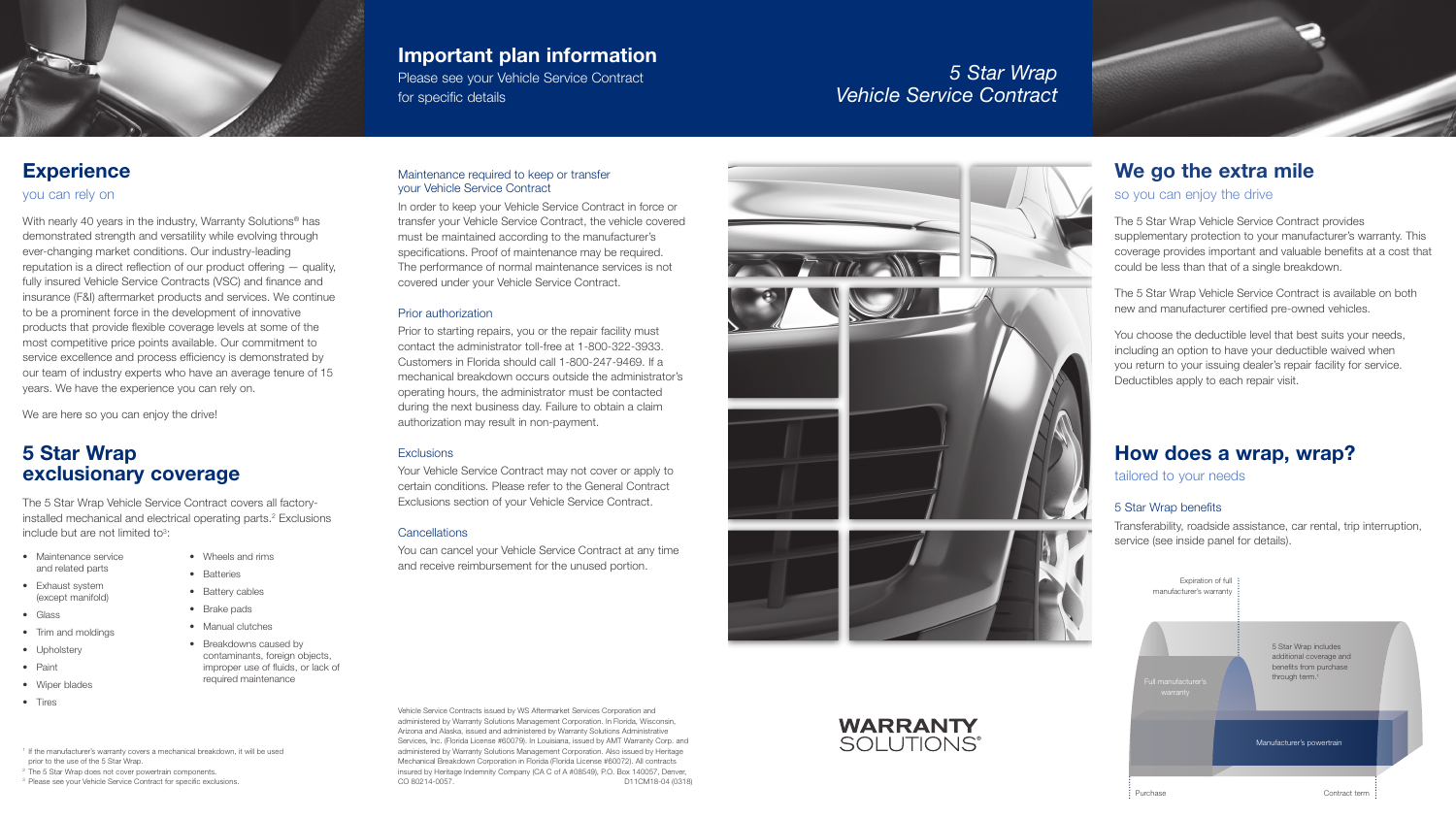## Important plan information

Please see your Vehicle Service Contract for specific details

*5 Star Wrap Vehicle Service Contract*

## Experience

you can rely on

With nearly 40 years in the industry, Warranty Solutions® has demonstrated strength and versatility while evolving through ever-changing market conditions. Our industry-leading reputation is a direct reflection of our product offering — quality, fully insured Vehicle Service Contracts (VSC) and finance and insurance (F&I) aftermarket products and services. We continue to be a prominent force in the development of innovative products that provide flexible coverage levels at some of the most competitive price points available. Our commitment to service excellence and process efficiency is demonstrated by our team of industry experts who have an average tenure of 15 years. We have the experience you can rely on.

We are here so you can enjoy the drive!

## 5 Star Wrap exclusionary coverage

The 5 Star Wrap Vehicle Service Contract covers all factory-installed mechanical and electrical operating parts.[2] Exclusions include but are not limited to[3]:

- Maintenance service and related parts
- Exhaust system (except manifold)
- Glass
- Trim and moldings
- Upholstery
- Paint
- Wiper blades
- Tires
- Wheels and rims
- Batteries
- Battery cables
- Brake pads
- Manual clutches
- Breakdowns caused by contaminants, foreign objects, improper use of fluids, or lack of required maintenance

[1] If the manufacturer's warranty covers a mechanical breakdown, it will be used prior to the use of the 5 Star Wrap.
[2] The 5 Star Wrap does not cover powertrain components.
[3] Please see your Vehicle Service Contract for specific exclusions.

### Maintenance required to keep or transfer your Vehicle Service Contract

In order to keep your Vehicle Service Contract in force or transfer your Vehicle Service Contract, the vehicle covered must be maintained according to the manufacturer's specifications. Proof of maintenance may be required. The performance of normal maintenance services is not covered under your Vehicle Service Contract.

### Prior authorization

Prior to starting repairs, you or the repair facility must contact the administrator toll-free at 1-800-322-3933. Customers in Florida should call 1-800-247-9469. If a mechanical breakdown occurs outside the administrator's operating hours, the administrator must be contacted during the next business day. Failure to obtain a claim authorization may result in non-payment.

### Exclusions

Your Vehicle Service Contract may not cover or apply to certain conditions. Please refer to the General Contract Exclusions section of your Vehicle Service Contract.

### Cancellations

You can cancel your Vehicle Service Contract at any time and receive reimbursement for the unused portion.

Vehicle Service Contracts issued by WS Aftermarket Services Corporation and administered by Warranty Solutions Management Corporation. In Florida, Wisconsin, Arizona and Alaska, issued and administered by Warranty Solutions Administrative Services, Inc. (Florida License #60079). In Louisiana, issued by AMT Warranty Corp. and administered by Warranty Solutions Management Corporation. Also issued by Heritage Mechanical Breakdown Corporation in Florida (Florida License #60072). All contracts insured by Heritage Indemnity Company (CA C of A #08549), P.O. Box 140057, Denver, CO 80214-0057. D11CM18-04 (0318)

WARRANTY SOLUTIONS®

## We go the extra mile

so you can enjoy the drive

The 5 Star Wrap Vehicle Service Contract provides supplementary protection to your manufacturer's warranty. This coverage provides important and valuable benefits at a cost that could be less than that of a single breakdown.

The 5 Star Wrap Vehicle Service Contract is available on both new and manufacturer certified pre-owned vehicles.

You choose the deductible level that best suits your needs, including an option to have your deductible waived when you return to your issuing dealer's repair facility for service. Deductibles apply to each repair visit.

## How does a wrap, wrap?

tailored to your needs

### 5 Star Wrap benefits

Transferability, roadside assistance, car rental, trip interruption, service (see inside panel for details).

Expiration of full manufacturer's warranty

Full manufacturer's warranty

5 Star Wrap includes additional coverage and benefits from purchase through term.[1]

Manufacturer's powertrain

Purchase

Contract term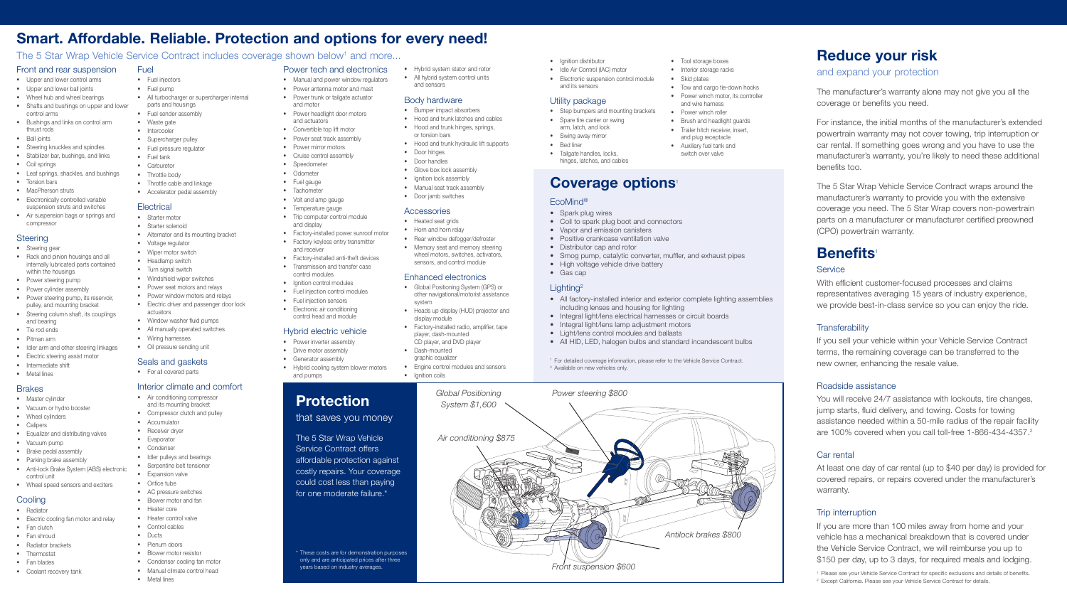# Smart. Affordable. Reliable. Protection and options for every need!

The 5 Star Wrap Vehicle Service Contract includes coverage shown below[1] and more...

### Front and rear suspension

- Upper and lower control arms
- Upper and lower ball joints
- Wheel hub and wheel bearings
- Shafts and bushings on upper and lower control arms
- Bushings and links on control arm thrust rods
- Ball joints
- Steering knuckles and spindles
- Stabilizer bar, bushings, and links
- Coil springs
- Leaf springs, shackles, and bushings
- Torsion bars
- MacPherson struts
- Electronically controlled variable suspension struts and switches
- Air suspension bags or springs and compressor

### Steering

- Steering gear
- Rack and pinion housings and all internally lubricated parts contained within the housings
- Power steering pump
- Power cylinder assembly
- Power steering pump, its reservoir, pulley, and mounting bracket
- Steering column shaft, its couplings and bearing
- Tie rod ends
- Pitman arm
- Idler arm and other steering linkages
- Electric steering assist motor
- Intermediate shift
- Metal lines

### Brakes

- Master cylinder
- Vacuum or hydro booster
- Wheel cylinders
- Calipers
- Equalizer and distributing valves
- Vacuum pump
- Brake pedal assembly
- Parking brake assembly
- Anti-lock Brake System (ABS) electronic control unit
- Wheel speed sensors and exciters

### Cooling

- Radiator
- Electric cooling fan motor and relay
- Fan clutch
- Fan shroud
- Radiator brackets
- Thermostat
- Fan blades
- Coolant recovery tank

### Fuel

- Fuel injectors
- Fuel pump
- All turbocharger or supercharger internal parts and housings
- Fuel sender assembly
- Waste gate
- Intercooler
- Supercharger pulley
- Fuel pressure regulator
- Fuel tank
- Carburetor
- Throttle body
- Throttle cable and linkage
- Accelerator pedal assembly

### Electrical

- Starter motor
- Starter solenoid
- Alternator and its mounting bracket
- Voltage regulator
- Wiper motor switch
- Headlamp switch
- Turn signal switch
- Windshield wiper switches
- Power seat motors and relays
- Power window motors and relays
- Electric driver and passenger door lock actuators
- Window washer fluid pumps
- All manually operated switches
- Wiring harnesses
- Oil pressure sending unit

### Seals and gaskets

- For all covered parts

### Interior climate and comfort

- Air conditioning compressor and its mounting bracket
- Compressor clutch and pulley
- Accumulator
- Receiver dryer
- Evaporator
- Condenser
- Idler pulleys and bearings
- Serpentine belt tensioner
- Expansion valve
- Orifice tube
- AC pressure switches
- Blower motor and fan
- Heater core
- Heater control valve
- Control cables
- Ducts
- Plenum doors
- Blower motor resistor
- Condenser cooling fan motor
- Manual climate control head
- Metal lines

### Power tech and electronics

- Manual and power window regulators
- Power antenna motor and mast
- Power trunk or tailgate actuator and motor
- Power headlight door motors and actuators
- Convertible top lift motor
- Power seat track assembly
- Power mirror motors
- Cruise control assembly
- Speedometer
- Odometer
- Fuel gauge
- Tachometer
- Volt and amp gauge
- Temperature gauge
- Trip computer control module and display
- Factory-installed power sunroof motor
- Factory keyless entry transmitter and receiver
- Factory-installed anti-theft devices
- Transmission and transfer case control modules
- Ignition control modules
- Fuel injection control modules
- Fuel injection sensors
- Electronic air conditioning control head and module

### Hybrid electric vehicle

- Power inverter assembly
- Drive motor assembly
- Generator assembly
- Hybrid cooling system blower motors and pumps
- Hybrid system stator and rotor
- All hybrid system control units and sensors

### Body hardware

- Bumper impact absorbers
- Hood and trunk latches and cables
- Hood and trunk hinges, springs, or torsion bars
- Hood and trunk hydraulic lift supports
- Door hinges
- Door handles
- Glove box lock assembly
- Ignition lock assembly
- Manual seat track assembly
- Door jamb switches

### Accessories

- Heated seat grids
- Horn and horn relay
- Rear window defogger/defroster
- Memory seat and memory steering wheel motors, switches, activators, sensors, and control module

### Enhanced electronics

- Global Positioning System (GPS) or other navigational/motorist assistance system
- Heads up display (HUD) projector and display module
- Factory-installed radio, amplifier, tape player, dash-mounted CD player, and DVD player
- Dash-mounted graphic equalizer
- Engine control modules and sensors
- Ignition coils
- Ignition distributor
- Idle Air Control (IAC) motor
- Electronic suspension control module and its sensors

### Utility package

- Step bumpers and mounting brackets
- Spare tire carrier or swing arm, latch, and lock
- Swing away mirror
- Bed liner
- Tailgate handles, locks, hinges, latches, and cables
- Tool storage boxes
- Interior storage racks
- Skid plates
- Tow and cargo tie-down hooks
- Power winch motor, its controller and wire harness
- Power winch roller
- Brush and headlight guards
- Trailer hitch receiver, insert, and plug receptacle
- Auxiliary fuel tank and switch over valve

## Coverage options[1]

### EcoMind®

- Spark plug wires
- Coil to spark plug boot and connectors
- Vapor and emission canisters
- Positive crankcase ventilation valve
- Distributor cap and rotor
- Smog pump, catalytic converter, muffler, and exhaust pipes
- High voltage vehicle drive battery
- Gas cap

### Lighting[2]

- All factory-installed interior and exterior complete lighting assemblies including lenses and housing for lighting
- Integral light/lens electrical harnesses or circuit boards
- Integral light/lens lamp adjustment motors
- Light/lens control modules and ballasts
- All HID, LED, halogen bulbs and standard incandescent bulbs

[1] For detailed coverage information, please refer to the Vehicle Service Contract.
[2] Available on new vehicles only.

## Protection

that saves you money

The 5 Star Wrap Vehicle Service Contract offers affordable protection against costly repairs. Your coverage could cost less than paying for one moderate failure.*

Global Positioning System $1,600

Power steering $800

Air conditioning $875

Antilock brakes $800

Front suspension $600

* These costs are for demonstration purposes only and are anticipated prices after three years based on industry averages.

## Reduce your risk

and expand your protection

The manufacturer's warranty alone may not give you all the coverage or benefits you need.

For instance, the initial months of the manufacturer's extended powertrain warranty may not cover towing, trip interruption or car rental. If something goes wrong and you have to use the manufacturer's warranty, you're likely to need these additional benefits too.

The 5 Star Wrap Vehicle Service Contract wraps around the manufacturer's warranty to provide you with the extensive coverage you need. The 5 Star Wrap covers non-powertrain parts on a manufacturer or manufacturer certified preowned (CPO) powertrain warranty.

## Benefits[1]

### Service

With efficient customer-focused processes and claims representatives averaging 15 years of industry experience, we provide best-in-class service so you can enjoy the ride.

### Transferability

If you sell your vehicle within your Vehicle Service Contract terms, the remaining coverage can be transferred to the new owner, enhancing the resale value.

### Roadside assistance

You will receive 24/7 assistance with lockouts, tire changes, jump starts, fluid delivery, and towing. Costs for towing assistance needed within a 50-mile radius of the repair facility are 100% covered when you call toll-free 1-866-434-4357.[2]

### Car rental

At least one day of car rental (up to $40 per day) is provided for covered repairs, or repairs covered under the manufacturer's warranty.

### Trip interruption

If you are more than 100 miles away from home and your vehicle has a mechanical breakdown that is covered under the Vehicle Service Contract, we will reimburse you up to $150 per day, up to 3 days, for required meals and lodging.

[1] Please see your Vehicle Service Contract for specific exclusions and details of benefits.
[2] Except California. Please see your Vehicle Service Contract for details.